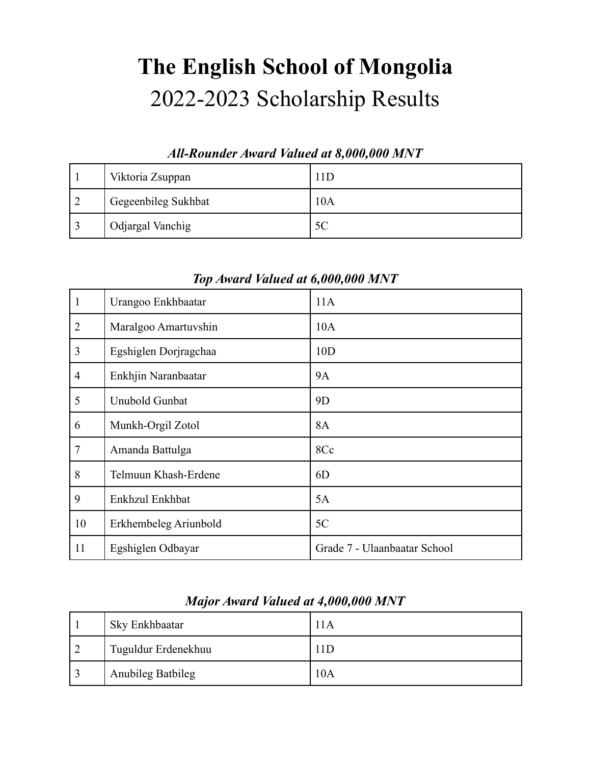# The English School of Mongolia

## 2022-2023 Scholarship Results

### *All-Rounder Award Valued at 8,000,000 MNT*

| | | |
|---|---|---|
| 1 | Viktoria Zsuppan | 11D |
| 2 | Gegeenbileg Sukhbat | 10A |
| 3 | Odjargal Vanchig | 5C |

### *Top Award Valued at 6,000,000 MNT*

| | | |
|---|---|---|
| 1 | Urangoo Enkhbaatar | 11A |
| 2 | Maralgoo Amartuvshin | 10A |
| 3 | Egshiglen Dorjragchaa | 10D |
| 4 | Enkhjin Naranbaatar | 9A |
| 5 | Unubold Gunbat | 9D |
| 6 | Munkh-Orgil Zotol | 8A |
| 7 | Amanda Battulga | 8Cc |
| 8 | Telmuun Khash-Erdene | 6D |
| 9 | Enkhzul Enkhbat | 5A |
| 10 | Erkhembeleg Ariunbold | 5C |
| 11 | Egshiglen Odbayar | Grade 7 - Ulaanbaatar School |

### *Major Award Valued at 4,000,000 MNT*

| | | |
|---|---|---|
| 1 | Sky Enkhbaatar | 11A |
| 2 | Tuguldur Erdenekhuu | 11D |
| 3 | Anubileg Batbileg | 10A |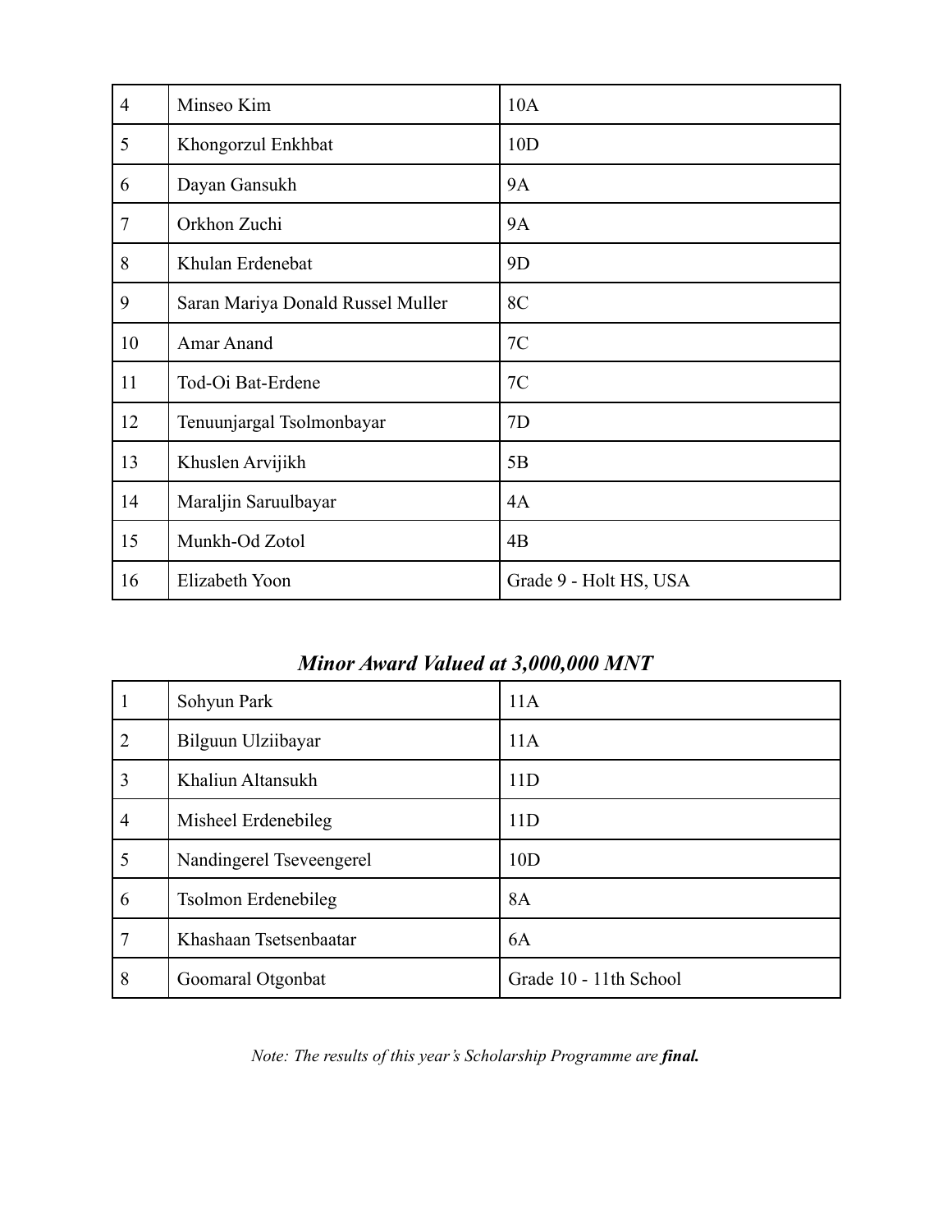| | | |
|---|---|---|
| 4 | Minseo Kim | 10A |
| 5 | Khongorzul Enkhbat | 10D |
| 6 | Dayan Gansukh | 9A |
| 7 | Orkhon Zuchi | 9A |
| 8 | Khulan Erdenebat | 9D |
| 9 | Saran Mariya Donald Russel Muller | 8C |
| 10 | Amar Anand | 7C |
| 11 | Tod-Oi Bat-Erdene | 7C |
| 12 | Tenuunjargal Tsolmonbayar | 7D |
| 13 | Khuslen Arvijikh | 5B |
| 14 | Maraljin Saruulbayar | 4A |
| 15 | Munkh-Od Zotol | 4B |
| 16 | Elizabeth Yoon | Grade 9 - Holt HS, USA |

## ***Minor Award Valued at 3,000,000 MNT***

| | | |
|---|---|---|
| 1 | Sohyun Park | 11A |
| 2 | Bilguun Ulziibayar | 11A |
| 3 | Khaliun Altansukh | 11D |
| 4 | Misheel Erdenebileg | 11D |
| 5 | Nandingerel Tseveengerel | 10D |
| 6 | Tsolmon Erdenebileg | 8A |
| 7 | Khashaan Tsetsenbaatar | 6A |
| 8 | Goomaral Otgonbat | Grade 10 - 11th School |

*Note: The results of this year's Scholarship Programme are* ***final.***